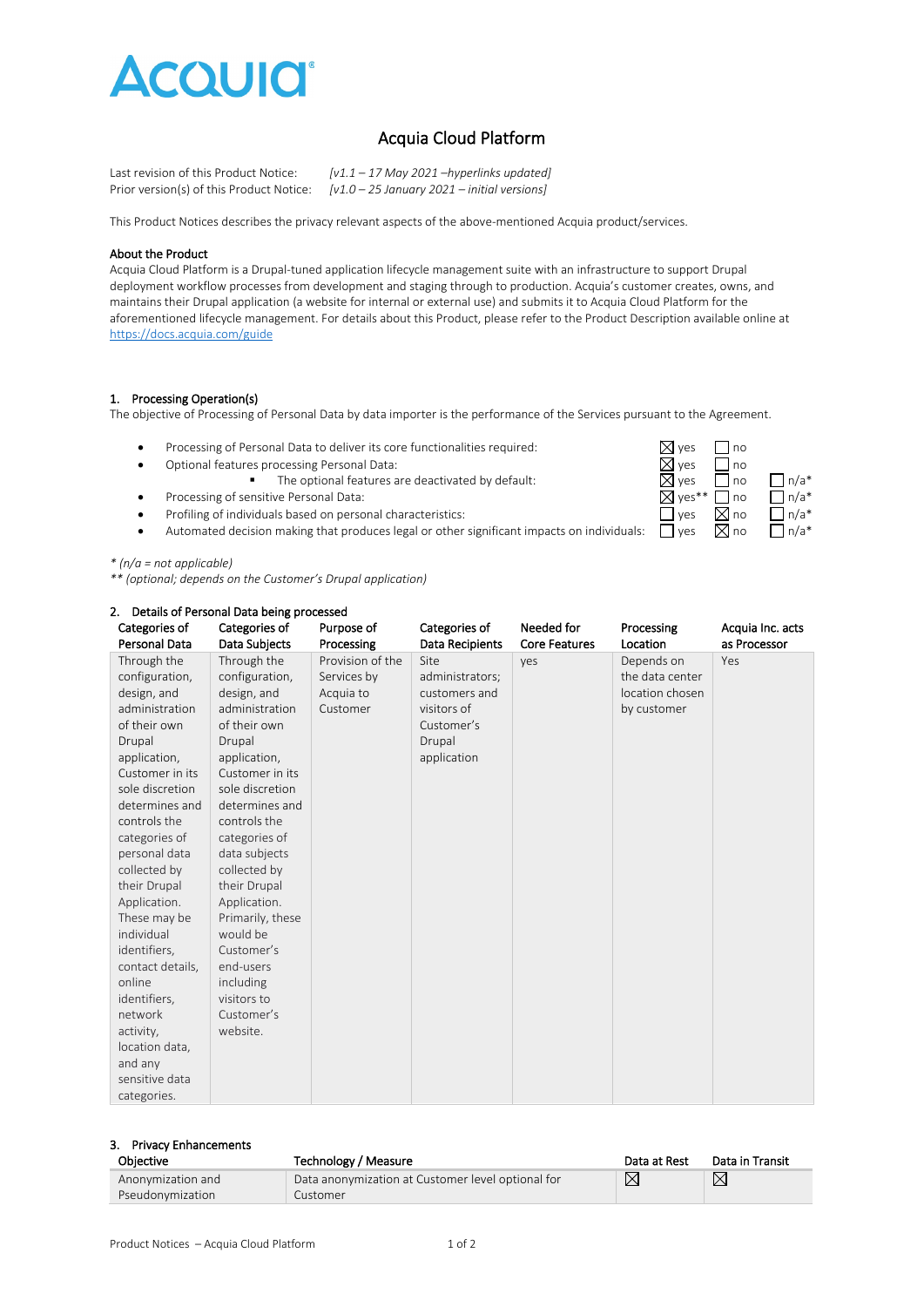ACQUIA

# Acquia Cloud Platform

Last revision of this Product Notice: *[v1.1 – 17 May 2021 –hyperlinks updated]*
Prior version(s) of this Product Notice: *[v1.0 – 25 January 2021 – initial versions]*

This Product Notices describes the privacy relevant aspects of the above-mentioned Acquia product/services.

**About the Product**
Acquia Cloud Platform is a Drupal-tuned application lifecycle management suite with an infrastructure to support Drupal deployment workflow processes from development and staging through to production. Acquia's customer creates, owns, and maintains their Drupal application (a website for internal or external use) and submits it to Acquia Cloud Platform for the aforementioned lifecycle management. For details about this Product, please refer to the Product Description available online at https://docs.acquia.com/guide

## 1. Processing Operation(s)

The objective of Processing of Personal Data by data importer is the performance of the Services pursuant to the Agreement.

- Processing of Personal Data to deliver its core functionalities required: ☒ yes ☐ no
- Optional features processing Personal Data: ☒ yes ☐ no
  - The optional features are deactivated by default: ☒ yes ☐ no ☐ n/a*
- Processing of sensitive Personal Data: ☒ yes** ☐ no ☐ n/a*
- Profiling of individuals based on personal characteristics: ☐ yes ☒ no ☐ n/a*
- Automated decision making that produces legal or other significant impacts on individuals: ☐ yes ☒ no ☐ n/a*

*\* (n/a = not applicable)*
*\*\* (optional; depends on the Customer's Drupal application)*

## 2. Details of Personal Data being processed

| Categories of Personal Data | Categories of Data Subjects | Purpose of Processing | Categories of Data Recipients | Needed for Core Features | Processing Location | Acquia Inc. acts as Processor |
|---|---|---|---|---|---|---|
| Through the configuration, design, and administration of their own Drupal application, Customer in its sole discretion determines and controls the categories of personal data collected by their Drupal Application. These may be individual identifiers, contact details, online identifiers, network activity, location data, and any sensitive data categories. | Through the configuration, design, and administration of their own Drupal application, Customer in its sole discretion determines and controls the categories of data subjects collected by their Drupal Application. Primarily, these would be Customer's end-users including visitors to Customer's website. | Provision of the Services by Acquia to Customer | Site administrators; customers and visitors of Customer's Drupal application | yes | Depends on the data center location chosen by customer | Yes |

## 3. Privacy Enhancements

| Objective | Technology / Measure | Data at Rest | Data in Transit |
|---|---|---|---|
| Anonymization and Pseudonymization | Data anonymization at Customer level optional for Customer | ☒ | ☒ |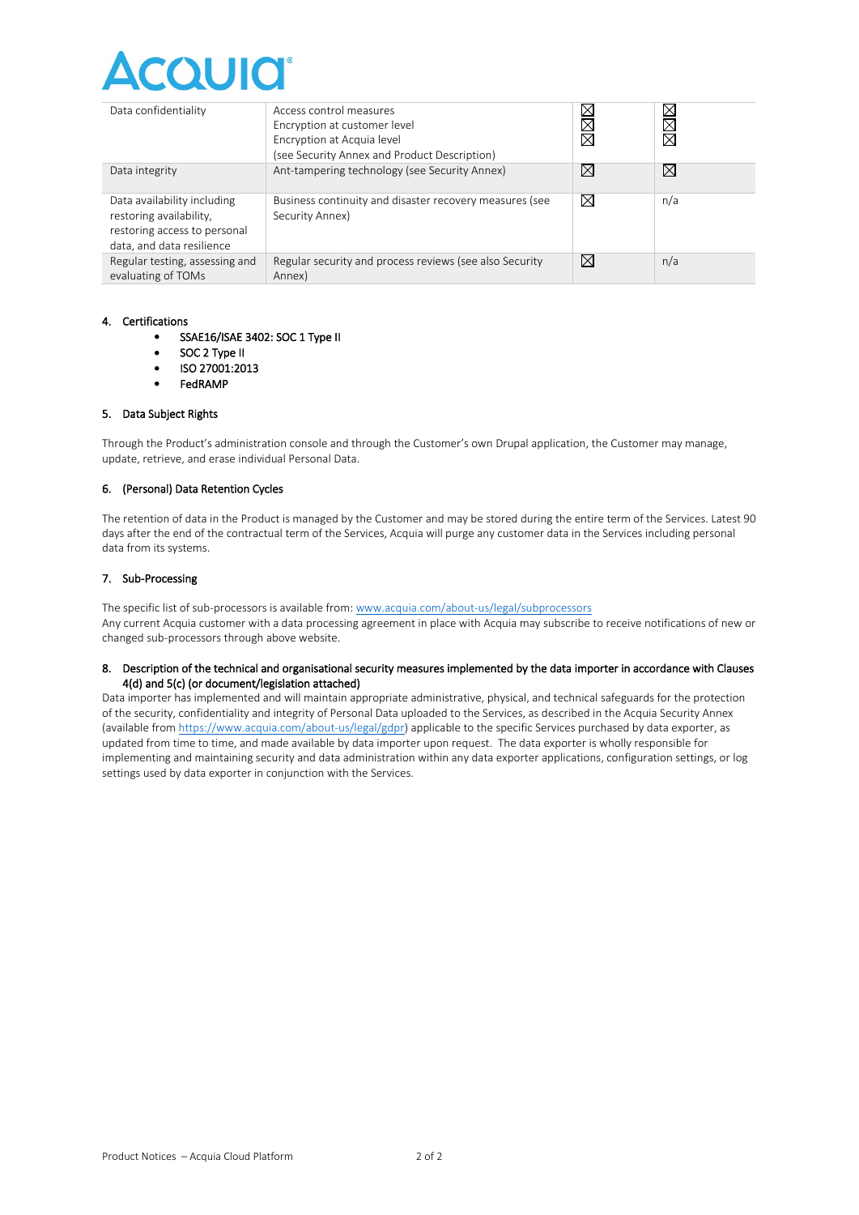| | | | |
|---|---|---|---|
| Data confidentiality | Access control measures<br>Encryption at customer level<br>Encryption at Acquia level<br>(see Security Annex and Product Description) | ☒<br>☒<br>☒ | ☒<br>☒<br>☒ |
| Data integrity | Ant-tampering technology (see Security Annex) | ☒ | ☒ |
| Data availability including restoring availability, restoring access to personal data, and data resilience | Business continuity and disaster recovery measures (see Security Annex) | ☒ | n/a |
| Regular testing, assessing and evaluating of TOMs | Regular security and process reviews (see also Security Annex) | ☒ | n/a |

**4. Certifications**

- SSAE16/ISAE 3402: SOC 1 Type II
- SOC 2 Type II
- ISO 27001:2013
- FedRAMP

**5. Data Subject Rights**

Through the Product's administration console and through the Customer's own Drupal application, the Customer may manage, update, retrieve, and erase individual Personal Data.

**6. (Personal) Data Retention Cycles**

The retention of data in the Product is managed by the Customer and may be stored during the entire term of the Services. Latest 90 days after the end of the contractual term of the Services, Acquia will purge any customer data in the Services including personal data from its systems.

**7. Sub-Processing**

The specific list of sub-processors is available from: www.acquia.com/about-us/legal/subprocessors
Any current Acquia customer with a data processing agreement in place with Acquia may subscribe to receive notifications of new or changed sub-processors through above website.

**8. Description of the technical and organisational security measures implemented by the data importer in accordance with Clauses 4(d) and 5(c) (or document/legislation attached)**

Data importer has implemented and will maintain appropriate administrative, physical, and technical safeguards for the protection of the security, confidentiality and integrity of Personal Data uploaded to the Services, as described in the Acquia Security Annex (available from https://www.acquia.com/about-us/legal/gdpr) applicable to the specific Services purchased by data exporter, as updated from time to time, and made available by data importer upon request. The data exporter is wholly responsible for implementing and maintaining security and data administration within any data exporter applications, configuration settings, or log settings used by data exporter in conjunction with the Services.